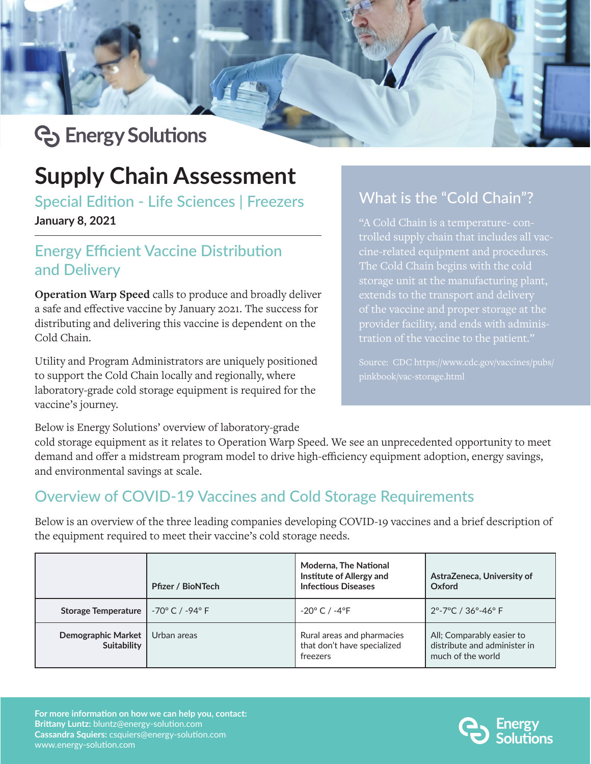Energy Solutions

# Supply Chain Assessment

## Special Edition - Life Sciences | Freezers

**January 8, 2021**

## Energy Efficient Vaccine Distribution and Delivery

**Operation Warp Speed** calls to produce and broadly deliver a safe and effective vaccine by January 2021. The success for distributing and delivering this vaccine is dependent on the Cold Chain.

Utility and Program Administrators are uniquely positioned to support the Cold Chain locally and regionally, where laboratory-grade cold storage equipment is required for the vaccine's journey.

### What is the "Cold Chain"?

"A Cold Chain is a temperature- controlled supply chain that includes all vaccine-related equipment and procedures. The Cold Chain begins with the cold storage unit at the manufacturing plant, extends to the transport and delivery of the vaccine and proper storage at the provider facility, and ends with administration of the vaccine to the patient."

Source: CDC https://www.cdc.gov/vaccines/pubs/pinkbook/vac-storage.html

Below is Energy Solutions' overview of laboratory-grade cold storage equipment as it relates to Operation Warp Speed. We see an unprecedented opportunity to meet demand and offer a midstream program model to drive high-efficiency equipment adoption, energy savings, and environmental savings at scale.

## Overview of COVID-19 Vaccines and Cold Storage Requirements

Below is an overview of the three leading companies developing COVID-19 vaccines and a brief description of the equipment required to meet their vaccine's cold storage needs.

| | Pfizer / BioNTech | Moderna, The National Institute of Allergy and Infectious Diseases | AstraZeneca, University of Oxford |
|---|---|---|---|
| **Storage Temperature** | -70° C / -94° F | -20° C / -4°F | 2°-7°C / 36°-46° F |
| **Demographic Market Suitability** | Urban areas | Rural areas and pharmacies that don't have specialized freezers | All; Comparably easier to distribute and administer in much of the world |

**For more information on how we can help you, contact:**
**Brittany Luntz:** bluntz@energy-solution.com
**Cassandra Squiers:** csquiers@energy-solution.com
www.energy-solution.com

Energy Solutions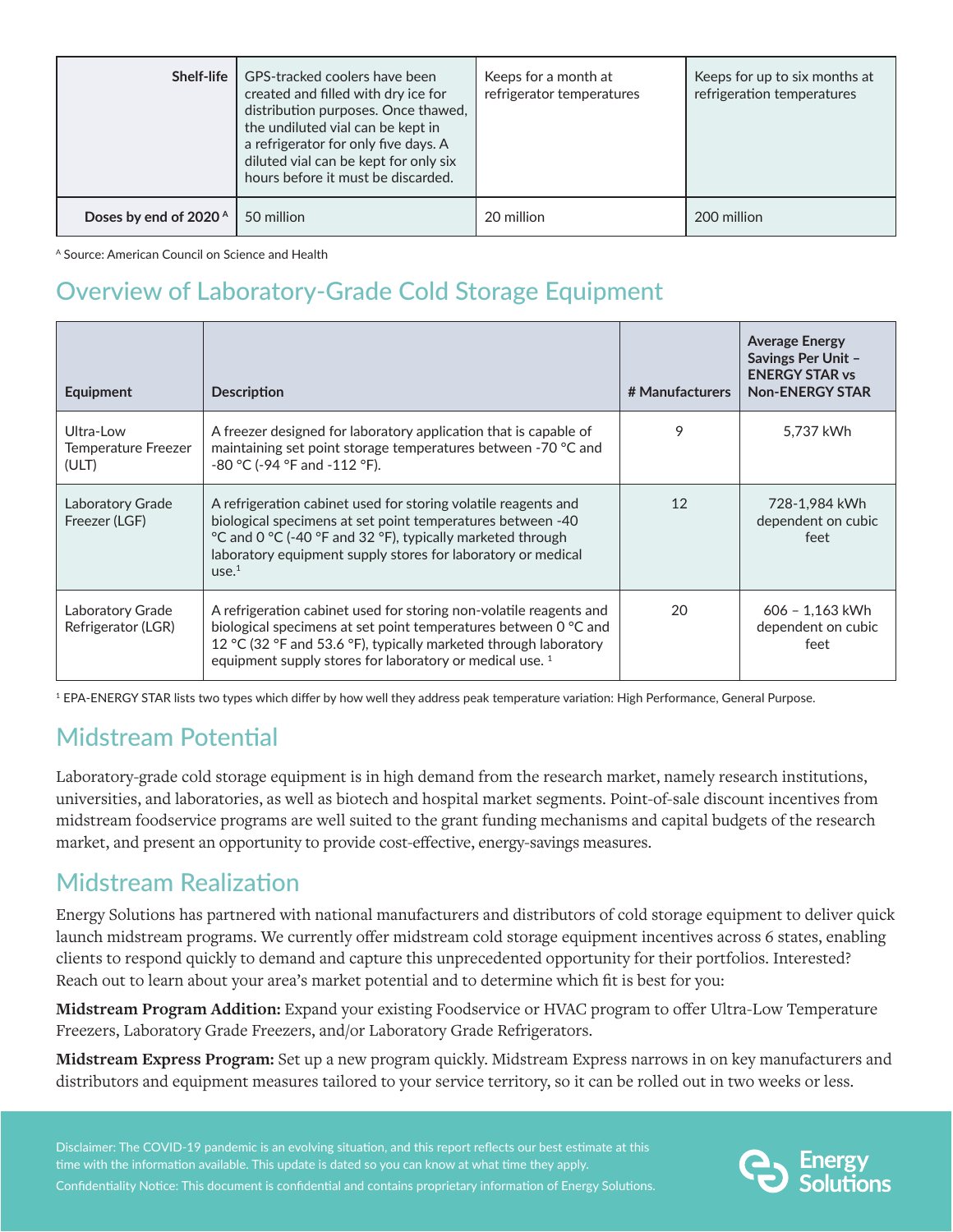| | | | |
|---|---|---|---|
| **Shelf-life** | GPS-tracked coolers have been created and filled with dry ice for distribution purposes. Once thawed, the undiluted vial can be kept in a refrigerator for only five days. A diluted vial can be kept for only six hours before it must be discarded. | Keeps for a month at refrigerator temperatures | Keeps for up to six months at refrigeration temperatures |
| **Doses by end of 2020** [A] | 50 million | 20 million | 200 million |

[A] Source: American Council on Science and Health

## Overview of Laboratory-Grade Cold Storage Equipment

| Equipment | Description | # Manufacturers | Average Energy Savings Per Unit – ENERGY STAR vs Non-ENERGY STAR |
|---|---|---|---|
| Ultra-Low Temperature Freezer (ULT) | A freezer designed for laboratory application that is capable of maintaining set point storage temperatures between -70 °C and -80 °C (-94 °F and -112 °F). | 9 | 5,737 kWh |
| Laboratory Grade Freezer (LGF) | A refrigeration cabinet used for storing volatile reagents and biological specimens at set point temperatures between -40 °C and 0 °C (-40 °F and 32 °F), typically marketed through laboratory equipment supply stores for laboratory or medical use.[1] | 12 | 728-1,984 kWh dependent on cubic feet |
| Laboratory Grade Refrigerator (LGR) | A refrigeration cabinet used for storing non-volatile reagents and biological specimens at set point temperatures between 0 °C and 12 °C (32 °F and 53.6 °F), typically marketed through laboratory equipment supply stores for laboratory or medical use. [1] | 20 | 606 – 1,163 kWh dependent on cubic feet |

[1] EPA-ENERGY STAR lists two types which differ by how well they address peak temperature variation: High Performance, General Purpose.

## Midstream Potential

Laboratory-grade cold storage equipment is in high demand from the research market, namely research institutions, universities, and laboratories, as well as biotech and hospital market segments. Point-of-sale discount incentives from midstream foodservice programs are well suited to the grant funding mechanisms and capital budgets of the research market, and present an opportunity to provide cost-effective, energy-savings measures.

## Midstream Realization

Energy Solutions has partnered with national manufacturers and distributors of cold storage equipment to deliver quick launch midstream programs. We currently offer midstream cold storage equipment incentives across 6 states, enabling clients to respond quickly to demand and capture this unprecedented opportunity for their portfolios. Interested? Reach out to learn about your area's market potential and to determine which fit is best for you:

**Midstream Program Addition:** Expand your existing Foodservice or HVAC program to offer Ultra-Low Temperature Freezers, Laboratory Grade Freezers, and/or Laboratory Grade Refrigerators.

**Midstream Express Program:** Set up a new program quickly. Midstream Express narrows in on key manufacturers and distributors and equipment measures tailored to your service territory, so it can be rolled out in two weeks or less.

Disclaimer: The COVID-19 pandemic is an evolving situation, and this report reflects our best estimate at this time with the information available. This update is dated so you can know at what time they apply.

Confidentiality Notice: This document is confidential and contains proprietary information of Energy Solutions.

Energy Solutions